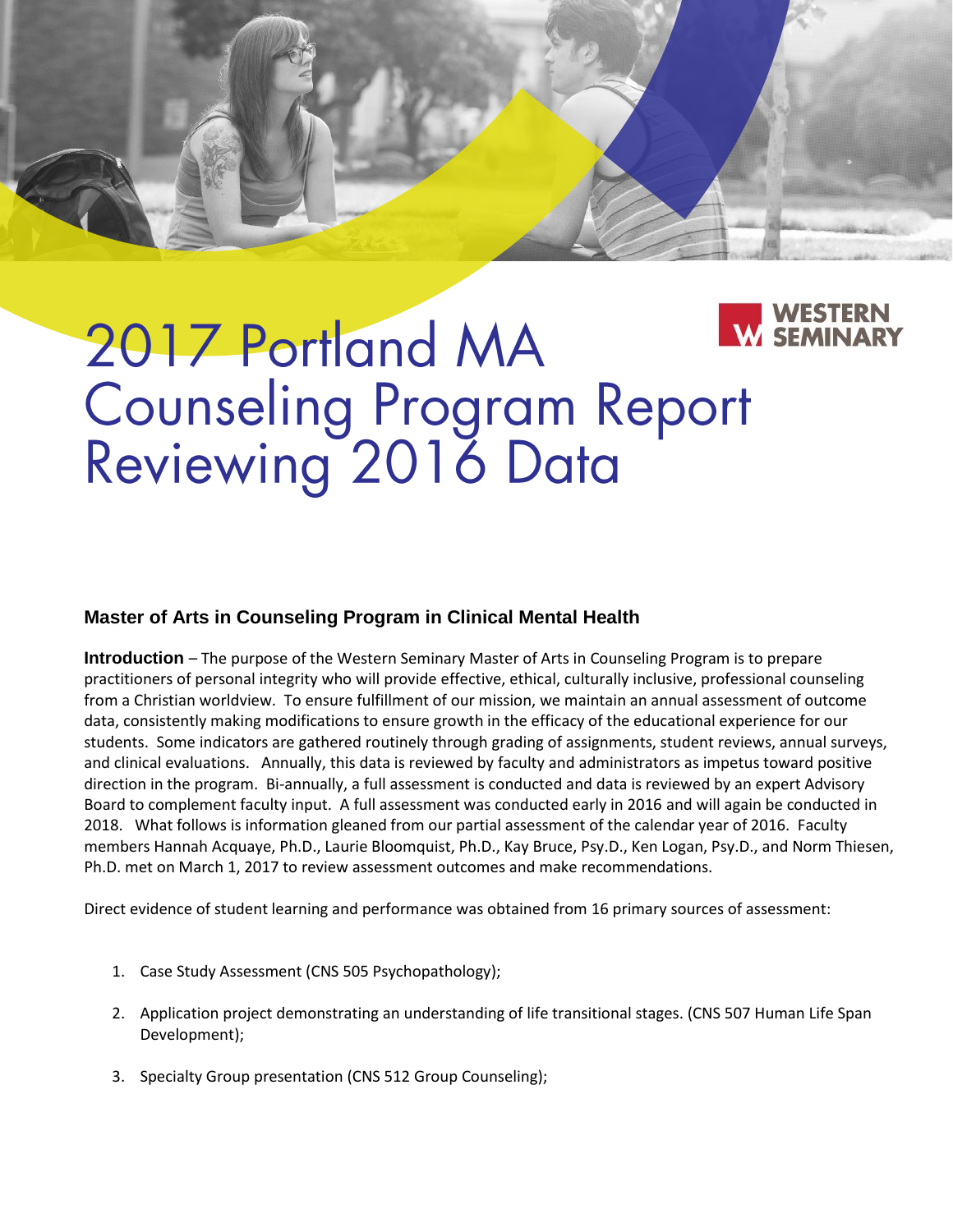# 2017 Portland MA Counseling Program Report Reviewing 2016 Data

WESTERN SEMINARY

### Master of Arts in Counseling Program in Clinical Mental Health

**Introduction** – The purpose of the Western Seminary Master of Arts in Counseling Program is to prepare practitioners of personal integrity who will provide effective, ethical, culturally inclusive, professional counseling from a Christian worldview. To ensure fulfillment of our mission, we maintain an annual assessment of outcome data, consistently making modifications to ensure growth in the efficacy of the educational experience for our students. Some indicators are gathered routinely through grading of assignments, student reviews, annual surveys, and clinical evaluations. Annually, this data is reviewed by faculty and administrators as impetus toward positive direction in the program. Bi-annually, a full assessment is conducted and data is reviewed by an expert Advisory Board to complement faculty input. A full assessment was conducted early in 2016 and will again be conducted in 2018. What follows is information gleaned from our partial assessment of the calendar year of 2016. Faculty members Hannah Acquaye, Ph.D., Laurie Bloomquist, Ph.D., Kay Bruce, Psy.D., Ken Logan, Psy.D., and Norm Thiesen, Ph.D. met on March 1, 2017 to review assessment outcomes and make recommendations.

Direct evidence of student learning and performance was obtained from 16 primary sources of assessment:

1. Case Study Assessment (CNS 505 Psychopathology);
2. Application project demonstrating an understanding of life transitional stages. (CNS 507 Human Life Span Development);
3. Specialty Group presentation (CNS 512 Group Counseling);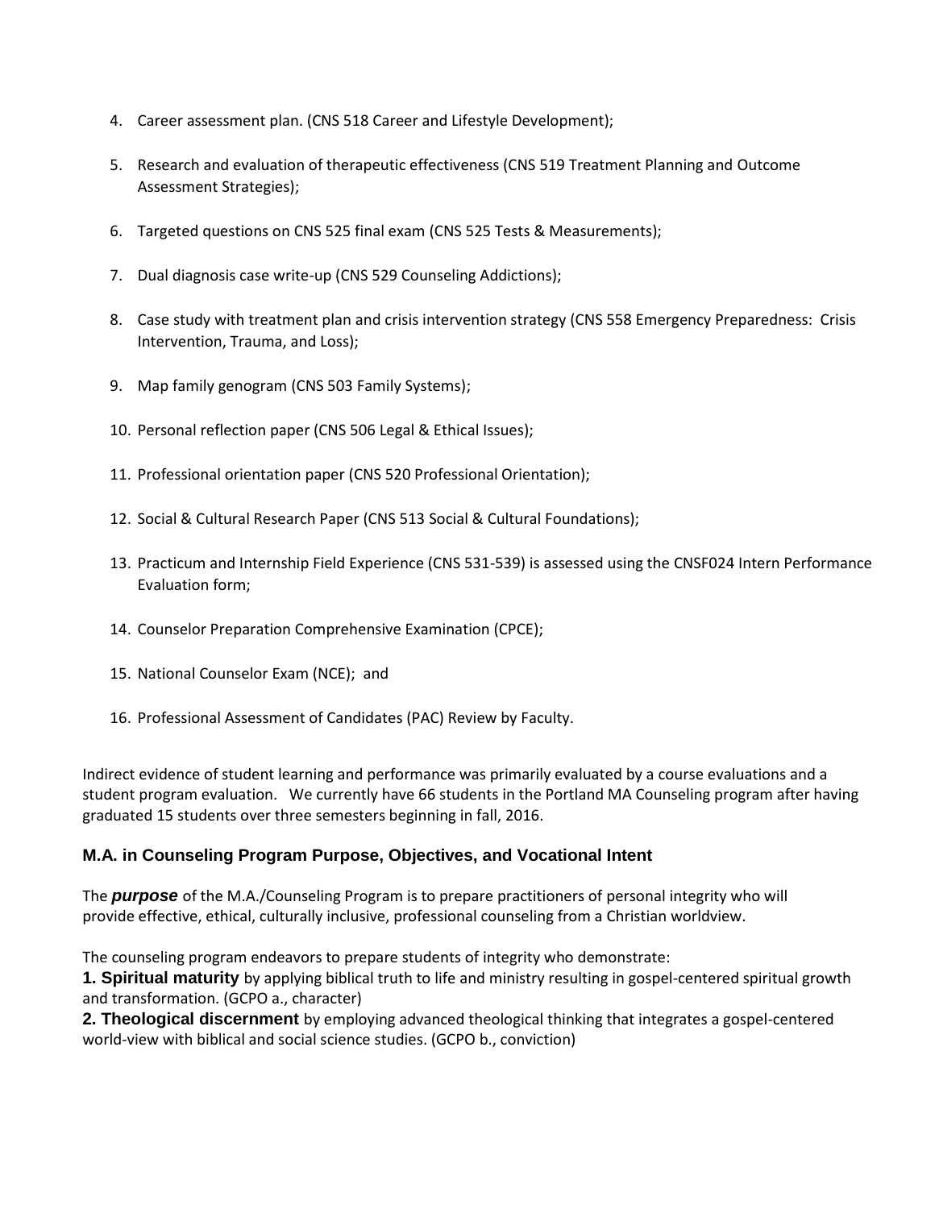4. Career assessment plan. (CNS 518 Career and Lifestyle Development);

5. Research and evaluation of therapeutic effectiveness (CNS 519 Treatment Planning and Outcome Assessment Strategies);

6. Targeted questions on CNS 525 final exam (CNS 525 Tests & Measurements);

7. Dual diagnosis case write-up (CNS 529 Counseling Addictions);

8. Case study with treatment plan and crisis intervention strategy (CNS 558 Emergency Preparedness: Crisis Intervention, Trauma, and Loss);

9. Map family genogram (CNS 503 Family Systems);

10. Personal reflection paper (CNS 506 Legal & Ethical Issues);

11. Professional orientation paper (CNS 520 Professional Orientation);

12. Social & Cultural Research Paper (CNS 513 Social & Cultural Foundations);

13. Practicum and Internship Field Experience (CNS 531-539) is assessed using the CNSF024 Intern Performance Evaluation form;

14. Counselor Preparation Comprehensive Examination (CPCE);

15. National Counselor Exam (NCE); and

16. Professional Assessment of Candidates (PAC) Review by Faculty.

Indirect evidence of student learning and performance was primarily evaluated by a course evaluations and a student program evaluation. We currently have 66 students in the Portland MA Counseling program after having graduated 15 students over three semesters beginning in fall, 2016.

### M.A. in Counseling Program Purpose, Objectives, and Vocational Intent

The ***purpose*** of the M.A./Counseling Program is to prepare practitioners of personal integrity who will provide effective, ethical, culturally inclusive, professional counseling from a Christian worldview.

The counseling program endeavors to prepare students of integrity who demonstrate:

**1. Spiritual maturity** by applying biblical truth to life and ministry resulting in gospel-centered spiritual growth and transformation. (GCPO a., character)

**2. Theological discernment** by employing advanced theological thinking that integrates a gospel-centered world-view with biblical and social science studies. (GCPO b., conviction)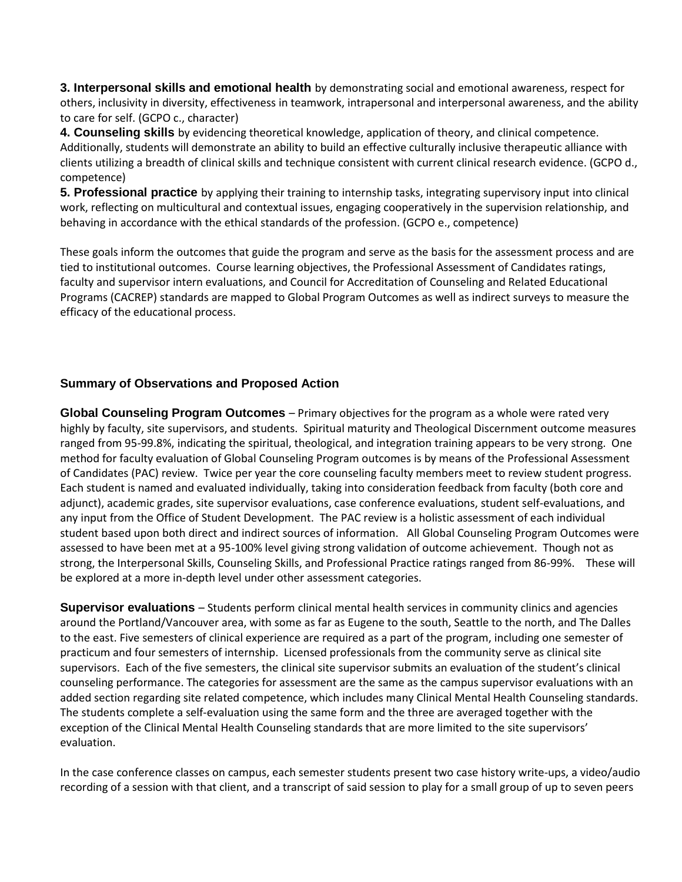**3. Interpersonal skills and emotional health** by demonstrating social and emotional awareness, respect for others, inclusivity in diversity, effectiveness in teamwork, intrapersonal and interpersonal awareness, and the ability to care for self. (GCPO c., character)

**4. Counseling skills** by evidencing theoretical knowledge, application of theory, and clinical competence. Additionally, students will demonstrate an ability to build an effective culturally inclusive therapeutic alliance with clients utilizing a breadth of clinical skills and technique consistent with current clinical research evidence. (GCPO d., competence)

**5. Professional practice** by applying their training to internship tasks, integrating supervisory input into clinical work, reflecting on multicultural and contextual issues, engaging cooperatively in the supervision relationship, and behaving in accordance with the ethical standards of the profession. (GCPO e., competence)

These goals inform the outcomes that guide the program and serve as the basis for the assessment process and are tied to institutional outcomes. Course learning objectives, the Professional Assessment of Candidates ratings, faculty and supervisor intern evaluations, and Council for Accreditation of Counseling and Related Educational Programs (CACREP) standards are mapped to Global Program Outcomes as well as indirect surveys to measure the efficacy of the educational process.

### Summary of Observations and Proposed Action

**Global Counseling Program Outcomes** – Primary objectives for the program as a whole were rated very highly by faculty, site supervisors, and students. Spiritual maturity and Theological Discernment outcome measures ranged from 95-99.8%, indicating the spiritual, theological, and integration training appears to be very strong. One method for faculty evaluation of Global Counseling Program outcomes is by means of the Professional Assessment of Candidates (PAC) review. Twice per year the core counseling faculty members meet to review student progress. Each student is named and evaluated individually, taking into consideration feedback from faculty (both core and adjunct), academic grades, site supervisor evaluations, case conference evaluations, student self-evaluations, and any input from the Office of Student Development. The PAC review is a holistic assessment of each individual student based upon both direct and indirect sources of information. All Global Counseling Program Outcomes were assessed to have been met at a 95-100% level giving strong validation of outcome achievement. Though not as strong, the Interpersonal Skills, Counseling Skills, and Professional Practice ratings ranged from 86-99%. These will be explored at a more in-depth level under other assessment categories.

**Supervisor evaluations** – Students perform clinical mental health services in community clinics and agencies around the Portland/Vancouver area, with some as far as Eugene to the south, Seattle to the north, and The Dalles to the east. Five semesters of clinical experience are required as a part of the program, including one semester of practicum and four semesters of internship. Licensed professionals from the community serve as clinical site supervisors. Each of the five semesters, the clinical site supervisor submits an evaluation of the student's clinical counseling performance. The categories for assessment are the same as the campus supervisor evaluations with an added section regarding site related competence, which includes many Clinical Mental Health Counseling standards. The students complete a self-evaluation using the same form and the three are averaged together with the exception of the Clinical Mental Health Counseling standards that are more limited to the site supervisors' evaluation.

In the case conference classes on campus, each semester students present two case history write-ups, a video/audio recording of a session with that client, and a transcript of said session to play for a small group of up to seven peers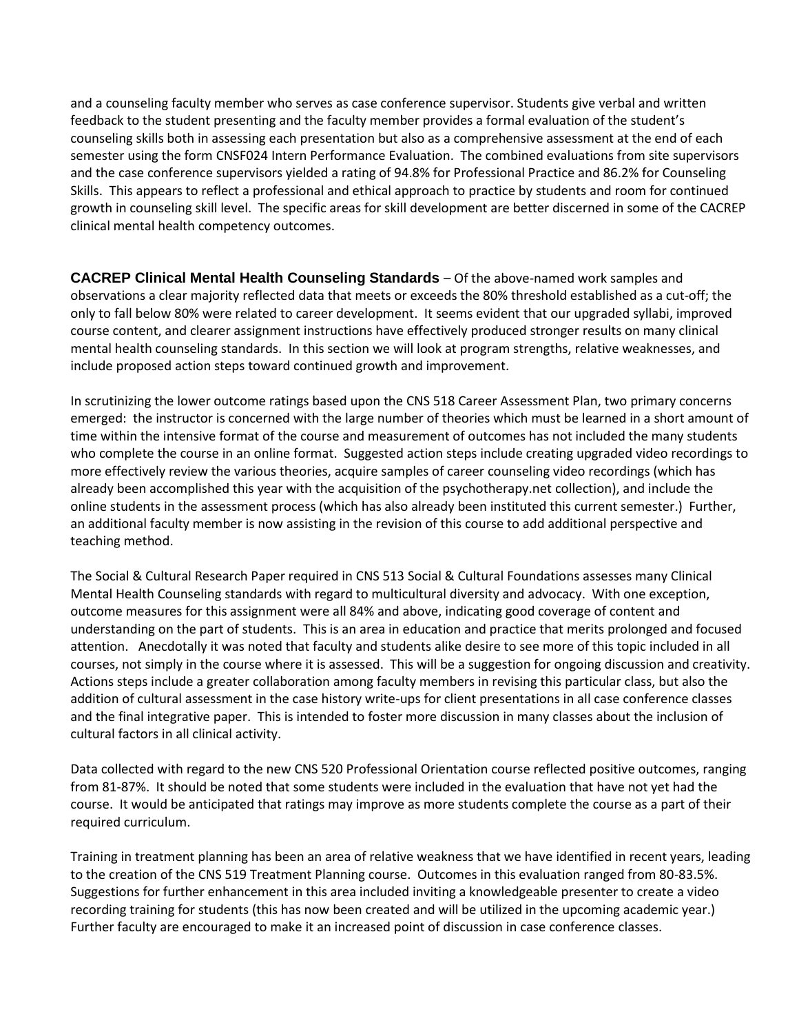and a counseling faculty member who serves as case conference supervisor. Students give verbal and written feedback to the student presenting and the faculty member provides a formal evaluation of the student's counseling skills both in assessing each presentation but also as a comprehensive assessment at the end of each semester using the form CNSF024 Intern Performance Evaluation. The combined evaluations from site supervisors and the case conference supervisors yielded a rating of 94.8% for Professional Practice and 86.2% for Counseling Skills. This appears to reflect a professional and ethical approach to practice by students and room for continued growth in counseling skill level. The specific areas for skill development are better discerned in some of the CACREP clinical mental health competency outcomes.

**CACREP Clinical Mental Health Counseling Standards** – Of the above-named work samples and observations a clear majority reflected data that meets or exceeds the 80% threshold established as a cut-off; the only to fall below 80% were related to career development. It seems evident that our upgraded syllabi, improved course content, and clearer assignment instructions have effectively produced stronger results on many clinical mental health counseling standards. In this section we will look at program strengths, relative weaknesses, and include proposed action steps toward continued growth and improvement.

In scrutinizing the lower outcome ratings based upon the CNS 518 Career Assessment Plan, two primary concerns emerged: the instructor is concerned with the large number of theories which must be learned in a short amount of time within the intensive format of the course and measurement of outcomes has not included the many students who complete the course in an online format. Suggested action steps include creating upgraded video recordings to more effectively review the various theories, acquire samples of career counseling video recordings (which has already been accomplished this year with the acquisition of the psychotherapy.net collection), and include the online students in the assessment process (which has also already been instituted this current semester.) Further, an additional faculty member is now assisting in the revision of this course to add additional perspective and teaching method.

The Social & Cultural Research Paper required in CNS 513 Social & Cultural Foundations assesses many Clinical Mental Health Counseling standards with regard to multicultural diversity and advocacy. With one exception, outcome measures for this assignment were all 84% and above, indicating good coverage of content and understanding on the part of students. This is an area in education and practice that merits prolonged and focused attention. Anecdotally it was noted that faculty and students alike desire to see more of this topic included in all courses, not simply in the course where it is assessed. This will be a suggestion for ongoing discussion and creativity. Actions steps include a greater collaboration among faculty members in revising this particular class, but also the addition of cultural assessment in the case history write-ups for client presentations in all case conference classes and the final integrative paper. This is intended to foster more discussion in many classes about the inclusion of cultural factors in all clinical activity.

Data collected with regard to the new CNS 520 Professional Orientation course reflected positive outcomes, ranging from 81-87%. It should be noted that some students were included in the evaluation that have not yet had the course. It would be anticipated that ratings may improve as more students complete the course as a part of their required curriculum.

Training in treatment planning has been an area of relative weakness that we have identified in recent years, leading to the creation of the CNS 519 Treatment Planning course. Outcomes in this evaluation ranged from 80-83.5%. Suggestions for further enhancement in this area included inviting a knowledgeable presenter to create a video recording training for students (this has now been created and will be utilized in the upcoming academic year.) Further faculty are encouraged to make it an increased point of discussion in case conference classes.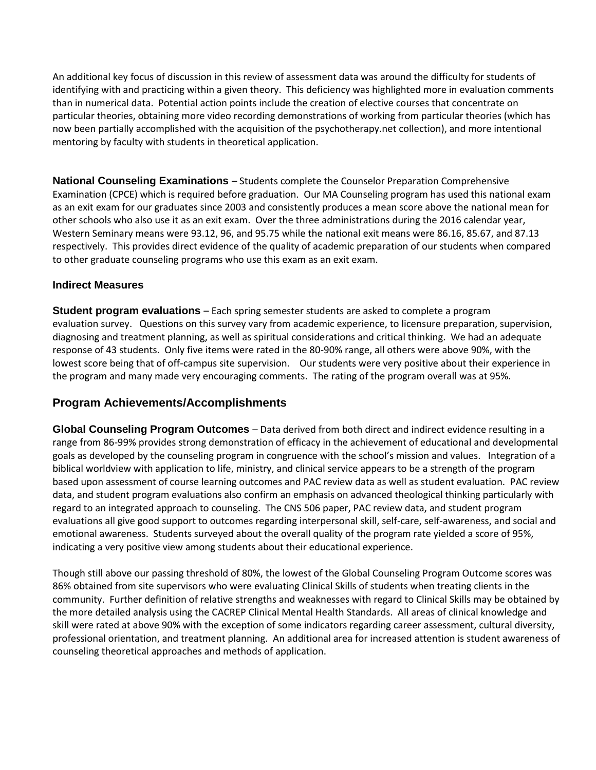An additional key focus of discussion in this review of assessment data was around the difficulty for students of identifying with and practicing within a given theory. This deficiency was highlighted more in evaluation comments than in numerical data. Potential action points include the creation of elective courses that concentrate on particular theories, obtaining more video recording demonstrations of working from particular theories (which has now been partially accomplished with the acquisition of the psychotherapy.net collection), and more intentional mentoring by faculty with students in theoretical application.

**National Counseling Examinations** – Students complete the Counselor Preparation Comprehensive Examination (CPCE) which is required before graduation. Our MA Counseling program has used this national exam as an exit exam for our graduates since 2003 and consistently produces a mean score above the national mean for other schools who also use it as an exit exam. Over the three administrations during the 2016 calendar year, Western Seminary means were 93.12, 96, and 95.75 while the national exit means were 86.16, 85.67, and 87.13 respectively. This provides direct evidence of the quality of academic preparation of our students when compared to other graduate counseling programs who use this exam as an exit exam.

### Indirect Measures

**Student program evaluations** – Each spring semester students are asked to complete a program evaluation survey. Questions on this survey vary from academic experience, to licensure preparation, supervision, diagnosing and treatment planning, as well as spiritual considerations and critical thinking. We had an adequate response of 43 students. Only five items were rated in the 80-90% range, all others were above 90%, with the lowest score being that of off-campus site supervision. Our students were very positive about their experience in the program and many made very encouraging comments. The rating of the program overall was at 95%.

## Program Achievements/Accomplishments

**Global Counseling Program Outcomes** – Data derived from both direct and indirect evidence resulting in a range from 86-99% provides strong demonstration of efficacy in the achievement of educational and developmental goals as developed by the counseling program in congruence with the school's mission and values. Integration of a biblical worldview with application to life, ministry, and clinical service appears to be a strength of the program based upon assessment of course learning outcomes and PAC review data as well as student evaluation. PAC review data, and student program evaluations also confirm an emphasis on advanced theological thinking particularly with regard to an integrated approach to counseling. The CNS 506 paper, PAC review data, and student program evaluations all give good support to outcomes regarding interpersonal skill, self-care, self-awareness, and social and emotional awareness. Students surveyed about the overall quality of the program rate yielded a score of 95%, indicating a very positive view among students about their educational experience.

Though still above our passing threshold of 80%, the lowest of the Global Counseling Program Outcome scores was 86% obtained from site supervisors who were evaluating Clinical Skills of students when treating clients in the community. Further definition of relative strengths and weaknesses with regard to Clinical Skills may be obtained by the more detailed analysis using the CACREP Clinical Mental Health Standards. All areas of clinical knowledge and skill were rated at above 90% with the exception of some indicators regarding career assessment, cultural diversity, professional orientation, and treatment planning. An additional area for increased attention is student awareness of counseling theoretical approaches and methods of application.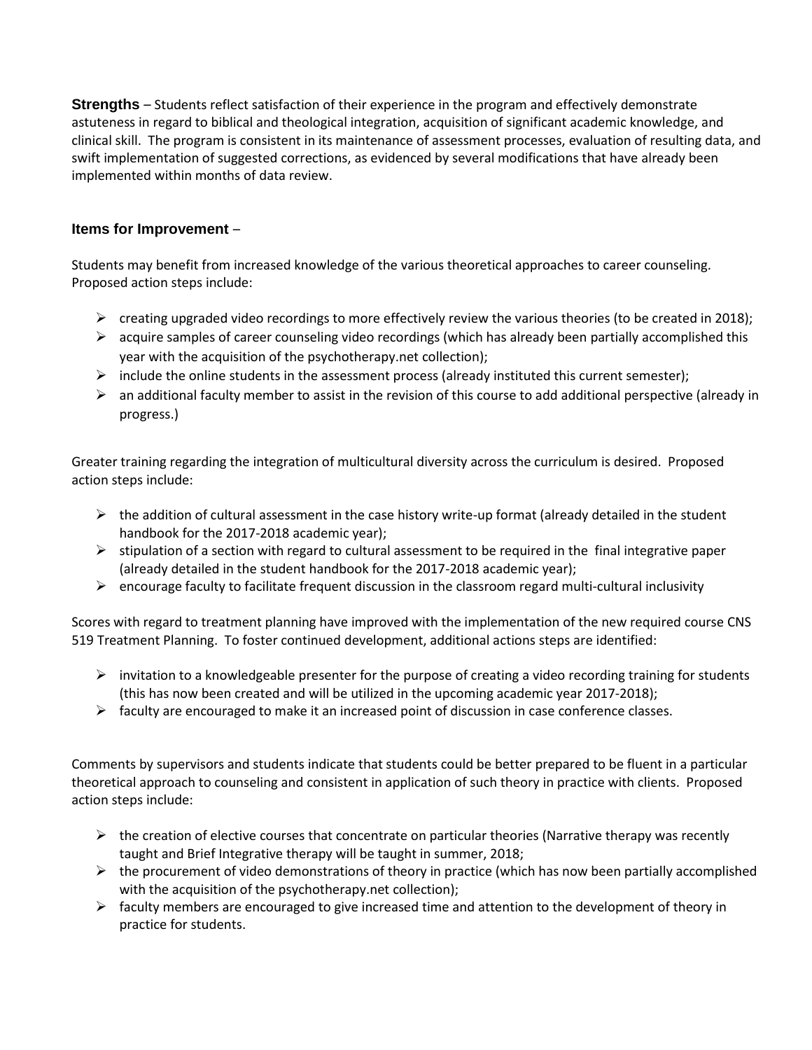**Strengths** – Students reflect satisfaction of their experience in the program and effectively demonstrate astuteness in regard to biblical and theological integration, acquisition of significant academic knowledge, and clinical skill. The program is consistent in its maintenance of assessment processes, evaluation of resulting data, and swift implementation of suggested corrections, as evidenced by several modifications that have already been implemented within months of data review.

**Items for Improvement** –

Students may benefit from increased knowledge of the various theoretical approaches to career counseling. Proposed action steps include:

- creating upgraded video recordings to more effectively review the various theories (to be created in 2018);
- acquire samples of career counseling video recordings (which has already been partially accomplished this year with the acquisition of the psychotherapy.net collection);
- include the online students in the assessment process (already instituted this current semester);
- an additional faculty member to assist in the revision of this course to add additional perspective (already in progress.)

Greater training regarding the integration of multicultural diversity across the curriculum is desired. Proposed action steps include:

- the addition of cultural assessment in the case history write-up format (already detailed in the student handbook for the 2017-2018 academic year);
- stipulation of a section with regard to cultural assessment to be required in the final integrative paper (already detailed in the student handbook for the 2017-2018 academic year);
- encourage faculty to facilitate frequent discussion in the classroom regard multi-cultural inclusivity

Scores with regard to treatment planning have improved with the implementation of the new required course CNS 519 Treatment Planning. To foster continued development, additional actions steps are identified:

- invitation to a knowledgeable presenter for the purpose of creating a video recording training for students (this has now been created and will be utilized in the upcoming academic year 2017-2018);
- faculty are encouraged to make it an increased point of discussion in case conference classes.

Comments by supervisors and students indicate that students could be better prepared to be fluent in a particular theoretical approach to counseling and consistent in application of such theory in practice with clients. Proposed action steps include:

- the creation of elective courses that concentrate on particular theories (Narrative therapy was recently taught and Brief Integrative therapy will be taught in summer, 2018;
- the procurement of video demonstrations of theory in practice (which has now been partially accomplished with the acquisition of the psychotherapy.net collection);
- faculty members are encouraged to give increased time and attention to the development of theory in practice for students.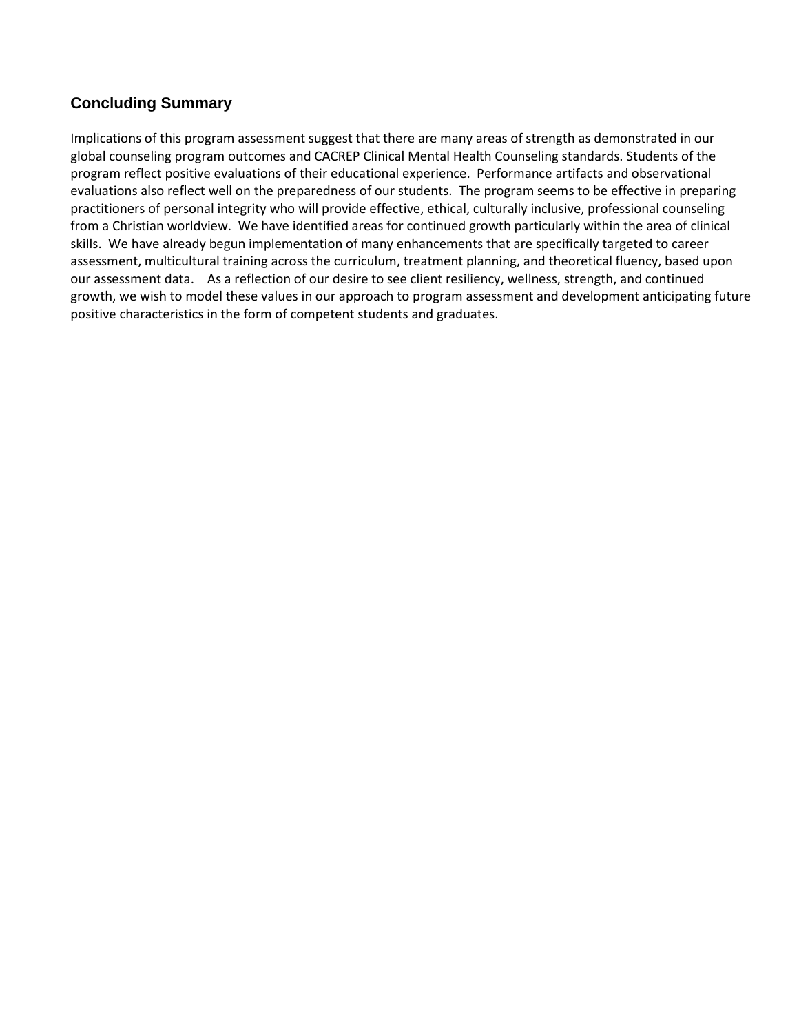## Concluding Summary

Implications of this program assessment suggest that there are many areas of strength as demonstrated in our global counseling program outcomes and CACREP Clinical Mental Health Counseling standards. Students of the program reflect positive evaluations of their educational experience. Performance artifacts and observational evaluations also reflect well on the preparedness of our students. The program seems to be effective in preparing practitioners of personal integrity who will provide effective, ethical, culturally inclusive, professional counseling from a Christian worldview. We have identified areas for continued growth particularly within the area of clinical skills. We have already begun implementation of many enhancements that are specifically targeted to career assessment, multicultural training across the curriculum, treatment planning, and theoretical fluency, based upon our assessment data. As a reflection of our desire to see client resiliency, wellness, strength, and continued growth, we wish to model these values in our approach to program assessment and development anticipating future positive characteristics in the form of competent students and graduates.